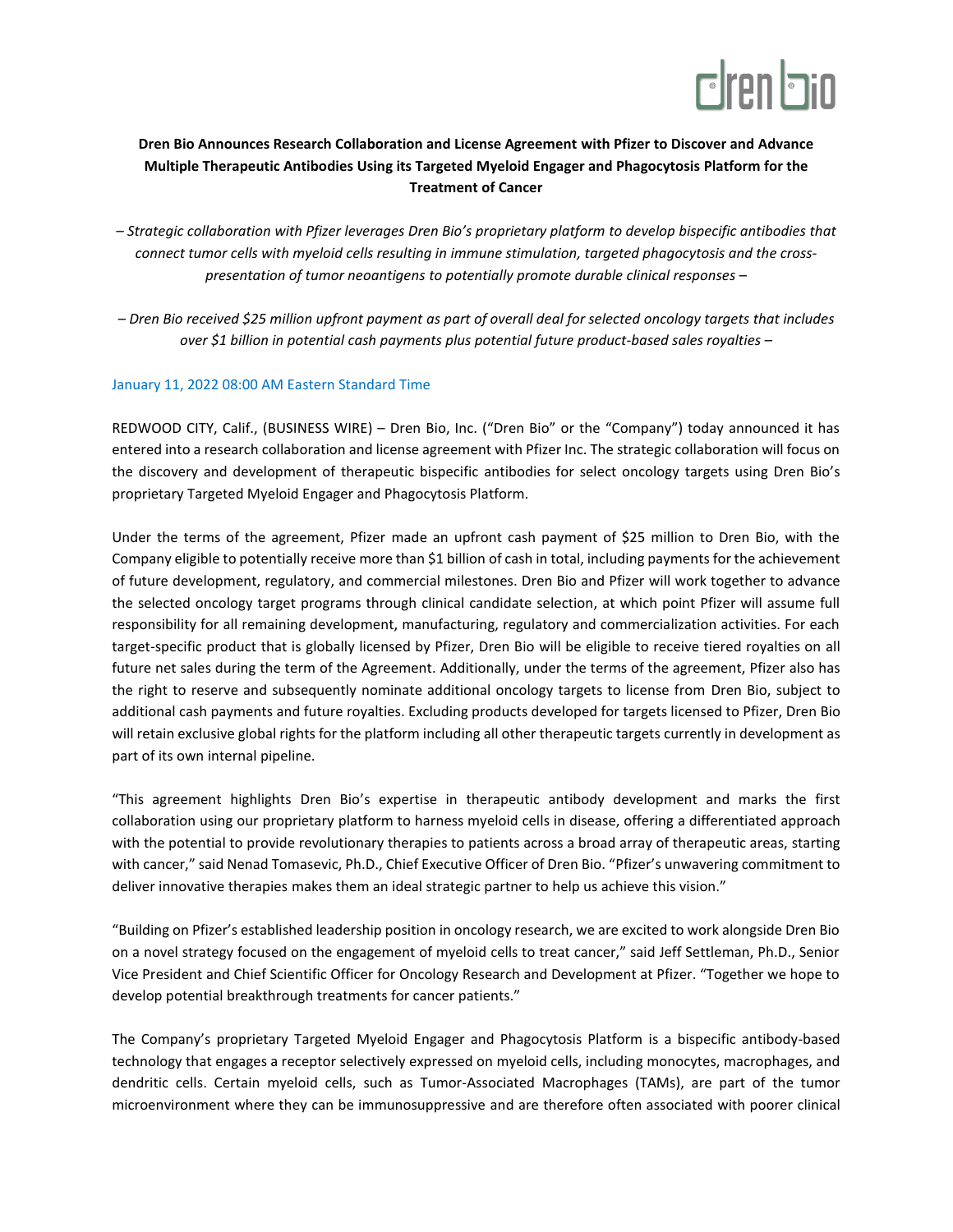**Dren Bio Announces Research Collaboration and License Agreement with Pfizer to Discover and Advance Multiple Therapeutic Antibodies Using its Targeted Myeloid Engager and Phagocytosis Platform for the Treatment of Cancer**

*– Strategic collaboration with Pfizer leverages Dren Bio's proprietary platform to develop bispecific antibodies that connect tumor cells with myeloid cells resulting in immune stimulation, targeted phagocytosis and the cross-presentation of tumor neoantigens to potentially promote durable clinical responses –*

*– Dren Bio received $25 million upfront payment as part of overall deal for selected oncology targets that includes over $1 billion in potential cash payments plus potential future product-based sales royalties –*

January 11, 2022 08:00 AM Eastern Standard Time

REDWOOD CITY, Calif., (BUSINESS WIRE) – Dren Bio, Inc. ("Dren Bio" or the "Company") today announced it has entered into a research collaboration and license agreement with Pfizer Inc. The strategic collaboration will focus on the discovery and development of therapeutic bispecific antibodies for select oncology targets using Dren Bio's proprietary Targeted Myeloid Engager and Phagocytosis Platform.

Under the terms of the agreement, Pfizer made an upfront cash payment of $25 million to Dren Bio, with the Company eligible to potentially receive more than $1 billion of cash in total, including payments for the achievement of future development, regulatory, and commercial milestones. Dren Bio and Pfizer will work together to advance the selected oncology target programs through clinical candidate selection, at which point Pfizer will assume full responsibility for all remaining development, manufacturing, regulatory and commercialization activities. For each target-specific product that is globally licensed by Pfizer, Dren Bio will be eligible to receive tiered royalties on all future net sales during the term of the Agreement. Additionally, under the terms of the agreement, Pfizer also has the right to reserve and subsequently nominate additional oncology targets to license from Dren Bio, subject to additional cash payments and future royalties. Excluding products developed for targets licensed to Pfizer, Dren Bio will retain exclusive global rights for the platform including all other therapeutic targets currently in development as part of its own internal pipeline.

"This agreement highlights Dren Bio's expertise in therapeutic antibody development and marks the first collaboration using our proprietary platform to harness myeloid cells in disease, offering a differentiated approach with the potential to provide revolutionary therapies to patients across a broad array of therapeutic areas, starting with cancer," said Nenad Tomasevic, Ph.D., Chief Executive Officer of Dren Bio. "Pfizer's unwavering commitment to deliver innovative therapies makes them an ideal strategic partner to help us achieve this vision."

"Building on Pfizer's established leadership position in oncology research, we are excited to work alongside Dren Bio on a novel strategy focused on the engagement of myeloid cells to treat cancer," said Jeff Settleman, Ph.D., Senior Vice President and Chief Scientific Officer for Oncology Research and Development at Pfizer. "Together we hope to develop potential breakthrough treatments for cancer patients."

The Company's proprietary Targeted Myeloid Engager and Phagocytosis Platform is a bispecific antibody-based technology that engages a receptor selectively expressed on myeloid cells, including monocytes, macrophages, and dendritic cells. Certain myeloid cells, such as Tumor-Associated Macrophages (TAMs), are part of the tumor microenvironment where they can be immunosuppressive and are therefore often associated with poorer clinical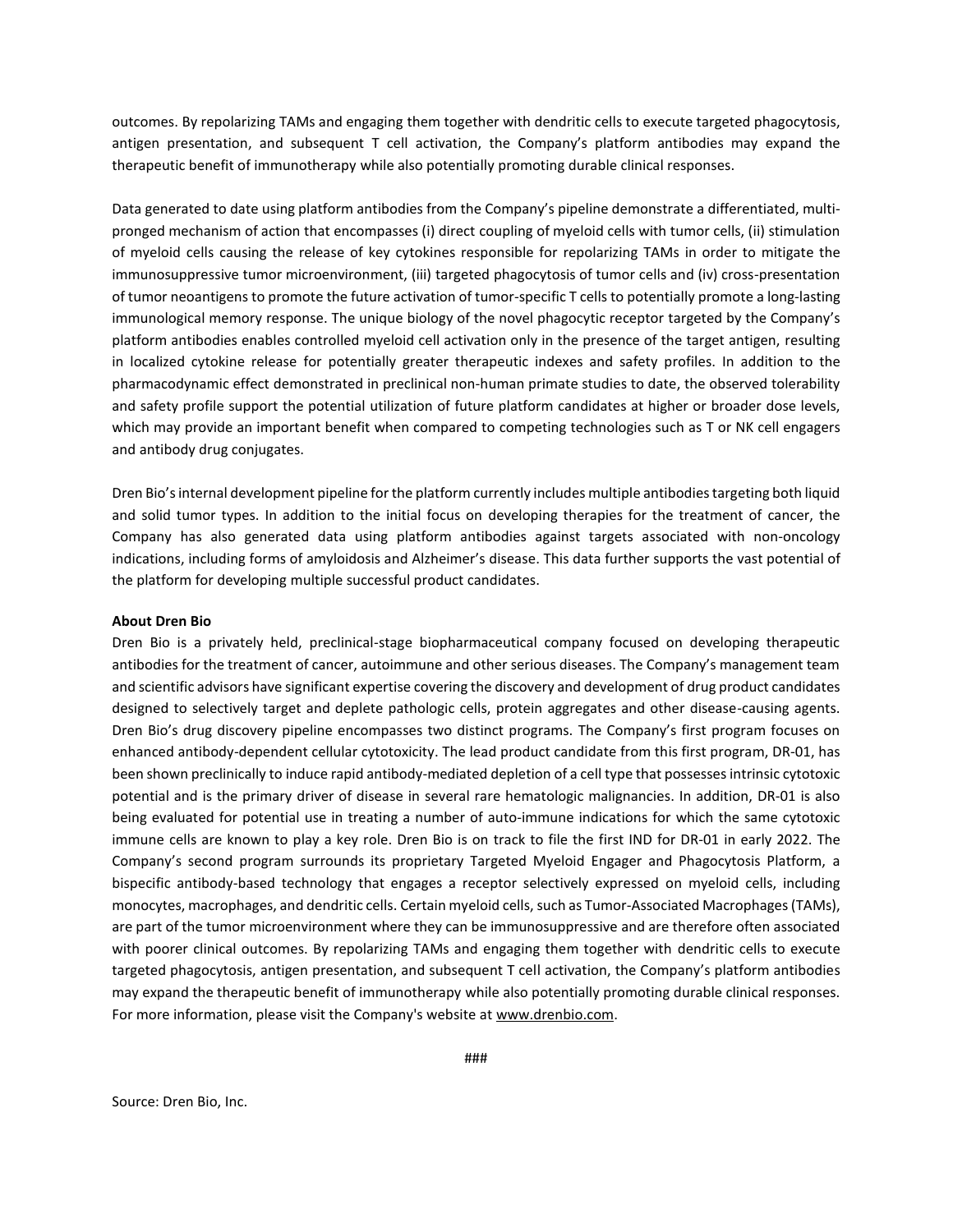outcomes. By repolarizing TAMs and engaging them together with dendritic cells to execute targeted phagocytosis, antigen presentation, and subsequent T cell activation, the Company's platform antibodies may expand the therapeutic benefit of immunotherapy while also potentially promoting durable clinical responses.

Data generated to date using platform antibodies from the Company's pipeline demonstrate a differentiated, multi-pronged mechanism of action that encompasses (i) direct coupling of myeloid cells with tumor cells, (ii) stimulation of myeloid cells causing the release of key cytokines responsible for repolarizing TAMs in order to mitigate the immunosuppressive tumor microenvironment, (iii) targeted phagocytosis of tumor cells and (iv) cross-presentation of tumor neoantigens to promote the future activation of tumor-specific T cells to potentially promote a long-lasting immunological memory response. The unique biology of the novel phagocytic receptor targeted by the Company's platform antibodies enables controlled myeloid cell activation only in the presence of the target antigen, resulting in localized cytokine release for potentially greater therapeutic indexes and safety profiles. In addition to the pharmacodynamic effect demonstrated in preclinical non-human primate studies to date, the observed tolerability and safety profile support the potential utilization of future platform candidates at higher or broader dose levels, which may provide an important benefit when compared to competing technologies such as T or NK cell engagers and antibody drug conjugates.

Dren Bio's internal development pipeline for the platform currently includes multiple antibodies targeting both liquid and solid tumor types. In addition to the initial focus on developing therapies for the treatment of cancer, the Company has also generated data using platform antibodies against targets associated with non-oncology indications, including forms of amyloidosis and Alzheimer's disease. This data further supports the vast potential of the platform for developing multiple successful product candidates.

**About Dren Bio**

Dren Bio is a privately held, preclinical-stage biopharmaceutical company focused on developing therapeutic antibodies for the treatment of cancer, autoimmune and other serious diseases. The Company's management team and scientific advisors have significant expertise covering the discovery and development of drug product candidates designed to selectively target and deplete pathologic cells, protein aggregates and other disease-causing agents. Dren Bio's drug discovery pipeline encompasses two distinct programs. The Company's first program focuses on enhanced antibody-dependent cellular cytotoxicity. The lead product candidate from this first program, DR-01, has been shown preclinically to induce rapid antibody-mediated depletion of a cell type that possesses intrinsic cytotoxic potential and is the primary driver of disease in several rare hematologic malignancies. In addition, DR-01 is also being evaluated for potential use in treating a number of auto-immune indications for which the same cytotoxic immune cells are known to play a key role. Dren Bio is on track to file the first IND for DR-01 in early 2022. The Company's second program surrounds its proprietary Targeted Myeloid Engager and Phagocytosis Platform, a bispecific antibody-based technology that engages a receptor selectively expressed on myeloid cells, including monocytes, macrophages, and dendritic cells. Certain myeloid cells, such as Tumor-Associated Macrophages (TAMs), are part of the tumor microenvironment where they can be immunosuppressive and are therefore often associated with poorer clinical outcomes. By repolarizing TAMs and engaging them together with dendritic cells to execute targeted phagocytosis, antigen presentation, and subsequent T cell activation, the Company's platform antibodies may expand the therapeutic benefit of immunotherapy while also potentially promoting durable clinical responses. For more information, please visit the Company's website at www.drenbio.com.

###

Source: Dren Bio, Inc.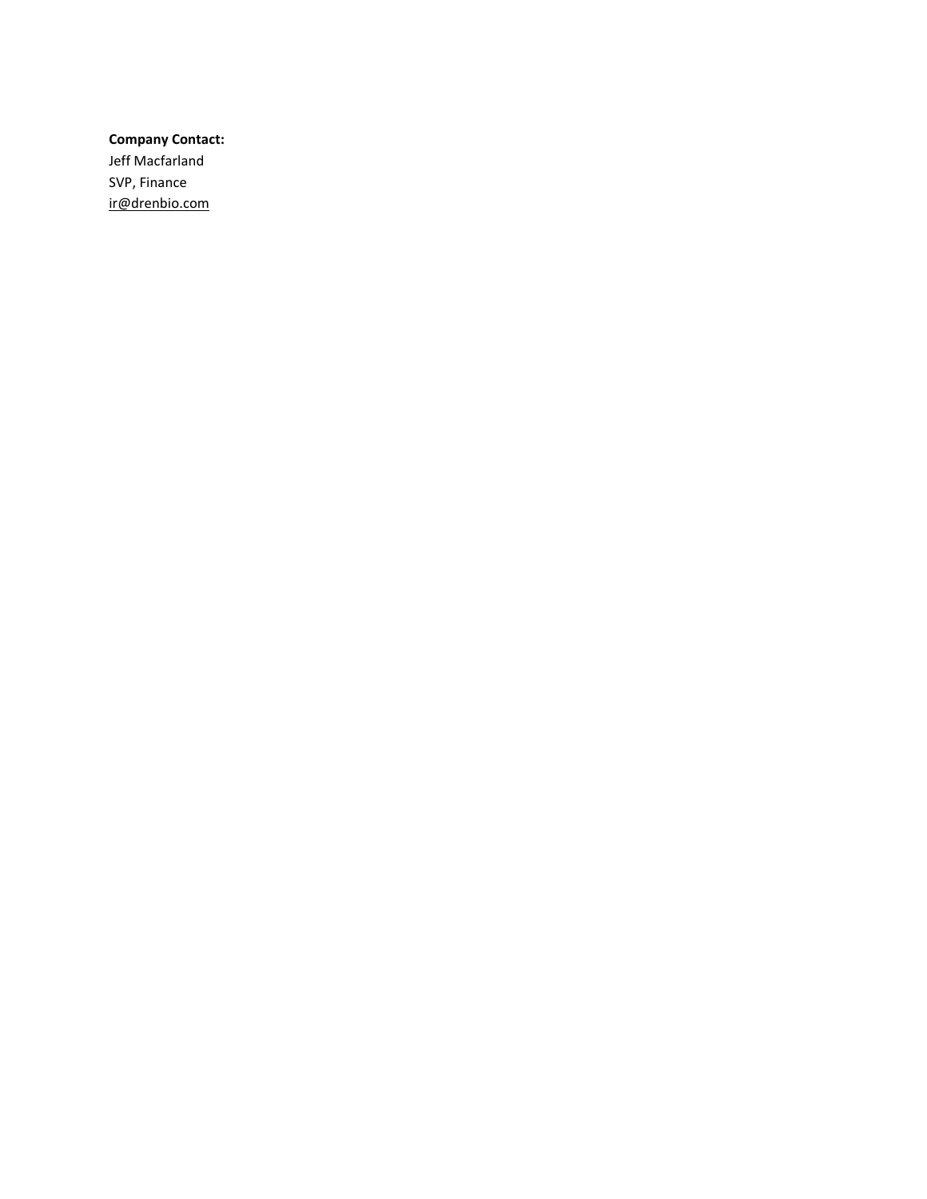**Company Contact:**
Jeff Macfarland
SVP, Finance
ir@drenbio.com